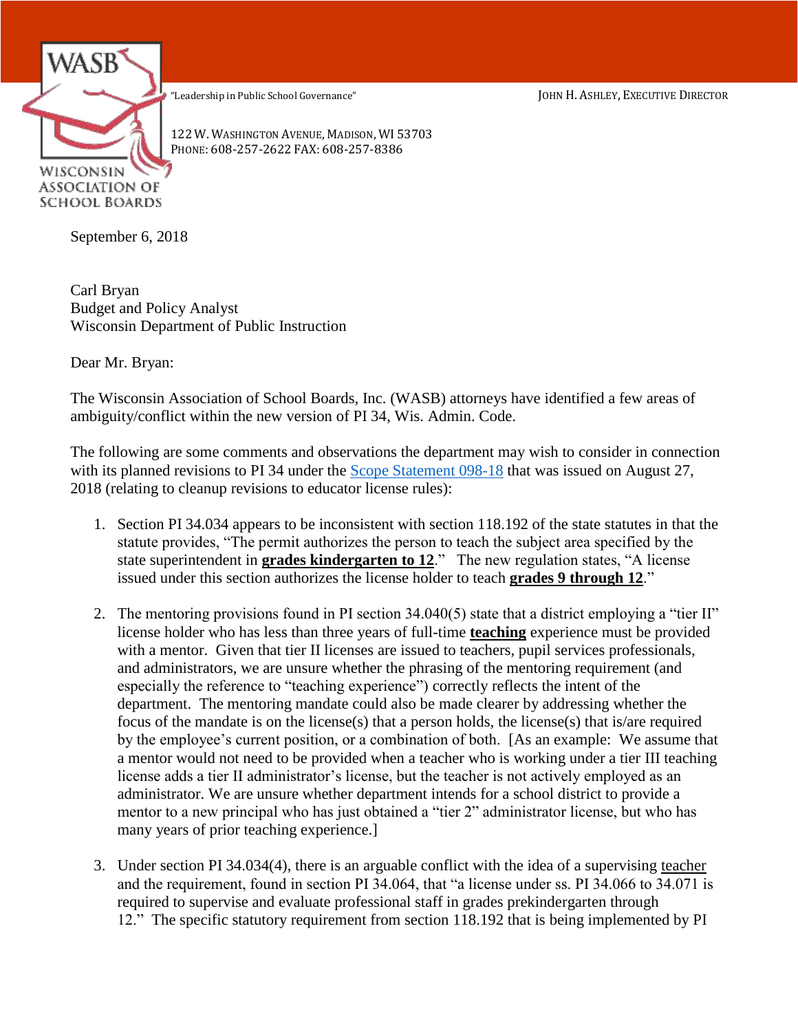WASB

WISCONSIN ASSOCIATION OF SCHOOL BOARDS

"Leadership in Public School Governance"

JOHN H. ASHLEY, EXECUTIVE DIRECTOR

122 W. WASHINGTON AVENUE, MADISON, WI 53703
PHONE: 608-257-2622 FAX: 608-257-8386

September 6, 2018

Carl Bryan
Budget and Policy Analyst
Wisconsin Department of Public Instruction

Dear Mr. Bryan:

The Wisconsin Association of School Boards, Inc. (WASB) attorneys have identified a few areas of ambiguity/conflict within the new version of PI 34, Wis. Admin. Code.

The following are some comments and observations the department may wish to consider in connection with its planned revisions to PI 34 under the Scope Statement 098-18 that was issued on August 27, 2018 (relating to cleanup revisions to educator license rules):

1. Section PI 34.034 appears to be inconsistent with section 118.192 of the state statutes in that the statute provides, "The permit authorizes the person to teach the subject area specified by the state superintendent in **grades kindergarten to 12**." The new regulation states, "A license issued under this section authorizes the license holder to teach **grades 9 through 12**."

2. The mentoring provisions found in PI section 34.040(5) state that a district employing a "tier II" license holder who has less than three years of full-time **teaching** experience must be provided with a mentor. Given that tier II licenses are issued to teachers, pupil services professionals, and administrators, we are unsure whether the phrasing of the mentoring requirement (and especially the reference to "teaching experience") correctly reflects the intent of the department. The mentoring mandate could also be made clearer by addressing whether the focus of the mandate is on the license(s) that a person holds, the license(s) that is/are required by the employee's current position, or a combination of both. [As an example: We assume that a mentor would not need to be provided when a teacher who is working under a tier III teaching license adds a tier II administrator's license, but the teacher is not actively employed as an administrator. We are unsure whether department intends for a school district to provide a mentor to a new principal who has just obtained a "tier 2" administrator license, but who has many years of prior teaching experience.]

3. Under section PI 34.034(4), there is an arguable conflict with the idea of a supervising teacher and the requirement, found in section PI 34.064, that "a license under ss. PI 34.066 to 34.071 is required to supervise and evaluate professional staff in grades prekindergarten through 12." The specific statutory requirement from section 118.192 that is being implemented by PI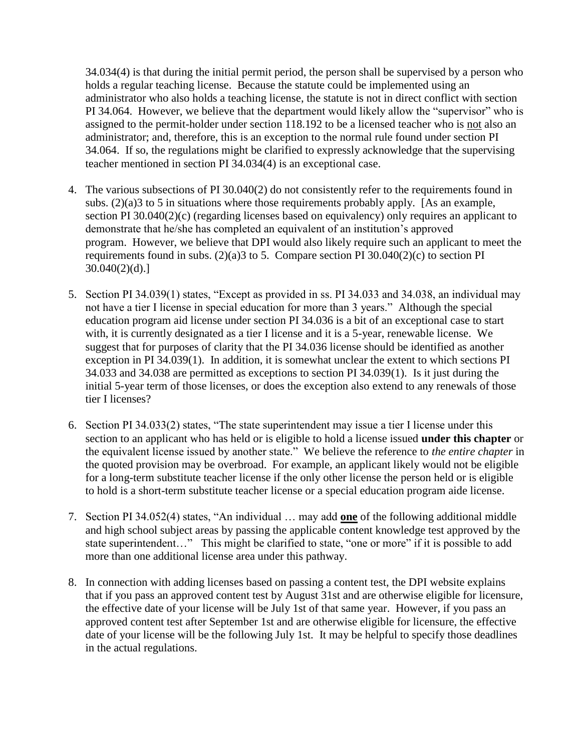34.034(4) is that during the initial permit period, the person shall be supervised by a person who holds a regular teaching license. Because the statute could be implemented using an administrator who also holds a teaching license, the statute is not in direct conflict with section PI 34.064. However, we believe that the department would likely allow the "supervisor" who is assigned to the permit-holder under section 118.192 to be a licensed teacher who is <u>not</u> also an administrator; and, therefore, this is an exception to the normal rule found under section PI 34.064. If so, the regulations might be clarified to expressly acknowledge that the supervising teacher mentioned in section PI 34.034(4) is an exceptional case.

4. The various subsections of PI 30.040(2) do not consistently refer to the requirements found in subs. (2)(a)3 to 5 in situations where those requirements probably apply. [As an example, section PI 30.040(2)(c) (regarding licenses based on equivalency) only requires an applicant to demonstrate that he/she has completed an equivalent of an institution's approved program. However, we believe that DPI would also likely require such an applicant to meet the requirements found in subs. (2)(a)3 to 5. Compare section PI 30.040(2)(c) to section PI 30.040(2)(d).]

5. Section PI 34.039(1) states, "Except as provided in ss. PI 34.033 and 34.038, an individual may not have a tier I license in special education for more than 3 years." Although the special education program aid license under section PI 34.036 is a bit of an exceptional case to start with, it is currently designated as a tier I license and it is a 5-year, renewable license. We suggest that for purposes of clarity that the PI 34.036 license should be identified as another exception in PI 34.039(1). In addition, it is somewhat unclear the extent to which sections PI 34.033 and 34.038 are permitted as exceptions to section PI 34.039(1). Is it just during the initial 5-year term of those licenses, or does the exception also extend to any renewals of those tier I licenses?

6. Section PI 34.033(2) states, "The state superintendent may issue a tier I license under this section to an applicant who has held or is eligible to hold a license issued **under this chapter** or the equivalent license issued by another state." We believe the reference to *the entire chapter* in the quoted provision may be overbroad. For example, an applicant likely would not be eligible for a long-term substitute teacher license if the only other license the person held or is eligible to hold is a short-term substitute teacher license or a special education program aide license.

7. Section PI 34.052(4) states, "An individual … may add <u>**one**</u> of the following additional middle and high school subject areas by passing the applicable content knowledge test approved by the state superintendent…" This might be clarified to state, "one or more" if it is possible to add more than one additional license area under this pathway.

8. In connection with adding licenses based on passing a content test, the DPI website explains that if you pass an approved content test by August 31st and are otherwise eligible for licensure, the effective date of your license will be July 1st of that same year. However, if you pass an approved content test after September 1st and are otherwise eligible for licensure, the effective date of your license will be the following July 1st. It may be helpful to specify those deadlines in the actual regulations.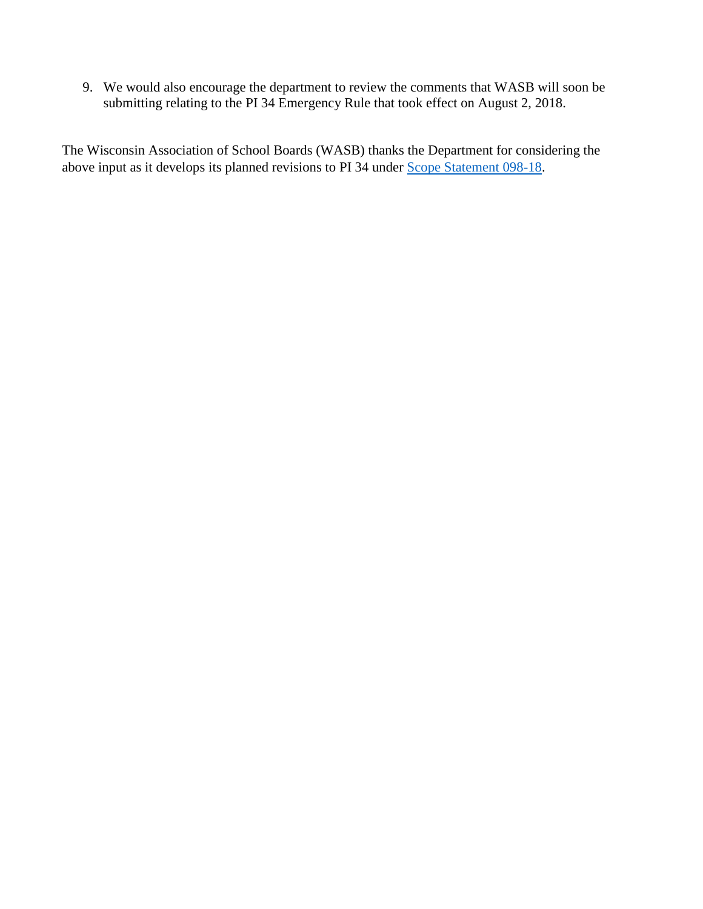9. We would also encourage the department to review the comments that WASB will soon be submitting relating to the PI 34 Emergency Rule that took effect on August 2, 2018.

The Wisconsin Association of School Boards (WASB) thanks the Department for considering the above input as it develops its planned revisions to PI 34 under Scope Statement 098-18.